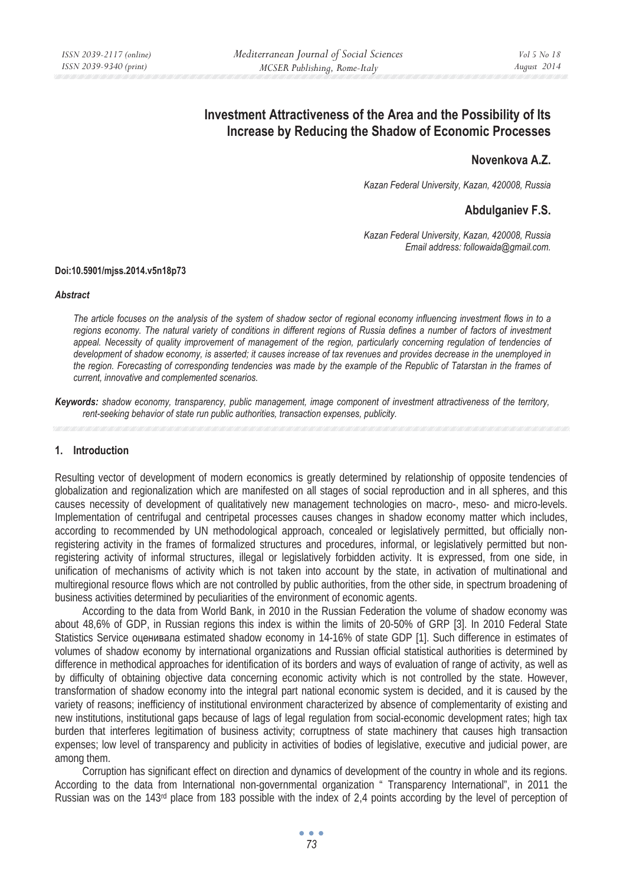# Investment Attractiveness of the Area and the Possibility of Its Increase by Reducing the Shadow of Economic Processes

**Novenkova A.Z.**

*Kazan Federal University, Kazan, 420008, Russia*

**Abdulganiev F.S.**

*Kazan Federal University, Kazan, 420008, Russia*
*Email address: followaida@gmail.com.*

**Doi:10.5901/mjss.2014.v5n18p73**

***Abstract***

*The article focuses on the analysis of the system of shadow sector of regional economy influencing investment flows in to a regions economy. The natural variety of conditions in different regions of Russia defines a number of factors of investment appeal. Necessity of quality improvement of management of the region, particularly concerning regulation of tendencies of development of shadow economy, is asserted; it causes increase of tax revenues and provides decrease in the unemployed in the region. Forecasting of corresponding tendencies was made by the example of the Republic of Tatarstan in the frames of current, innovative and complemented scenarios.*

***Keywords:*** *shadow economy, transparency, public management, image component of investment attractiveness of the territory, rent-seeking behavior of state run public authorities, transaction expenses, publicity.*

## 1. Introduction

Resulting vector of development of modern economics is greatly determined by relationship of opposite tendencies of globalization and regionalization which are manifested on all stages of social reproduction and in all spheres, and this causes necessity of development of qualitatively new management technologies on macro-, meso- and micro-levels. Implementation of centrifugal and centripetal processes causes changes in shadow economy matter which includes, according to recommended by UN methodological approach, concealed or legislatively permitted, but officially non-registering activity in the frames of formalized structures and procedures, informal, or legislatively permitted but non-registering activity of informal structures, illegal or legislatively forbidden activity. It is expressed, from one side, in unification of mechanisms of activity which is not taken into account by the state, in activation of multinational and multiregional resource flows which are not controlled by public authorities, from the other side, in spectrum broadening of business activities determined by peculiarities of the environment of economic agents.

According to the data from World Bank, in 2010 in the Russian Federation the volume of shadow economy was about 48,6% of GDP, in Russian regions this index is within the limits of 20-50% of GRP [3]. In 2010 Federal State Statistics Service оценивала estimated shadow economy in 14-16% of state GDP [1]. Such difference in estimates of volumes of shadow economy by international organizations and Russian official statistical authorities is determined by difference in methodical approaches for identification of its borders and ways of evaluation of range of activity, as well as by difficulty of obtaining objective data concerning economic activity which is not controlled by the state. However, transformation of shadow economy into the integral part national economic system is decided, and it is caused by the variety of reasons; inefficiency of institutional environment characterized by absence of complementarity of existing and new institutions, institutional gaps because of lags of legal regulation from social-economic development rates; high tax burden that interferes legitimation of business activity; corruptness of state machinery that causes high transaction expenses; low level of transparency and publicity in activities of bodies of legislative, executive and judicial power, are among them.

Corruption has significant effect on direction and dynamics of development of the country in whole and its regions. According to the data from International non-governmental organization " Transparency International", in 2011 the Russian was on the 143rd place from 183 possible with the index of 2,4 points according by the level of perception of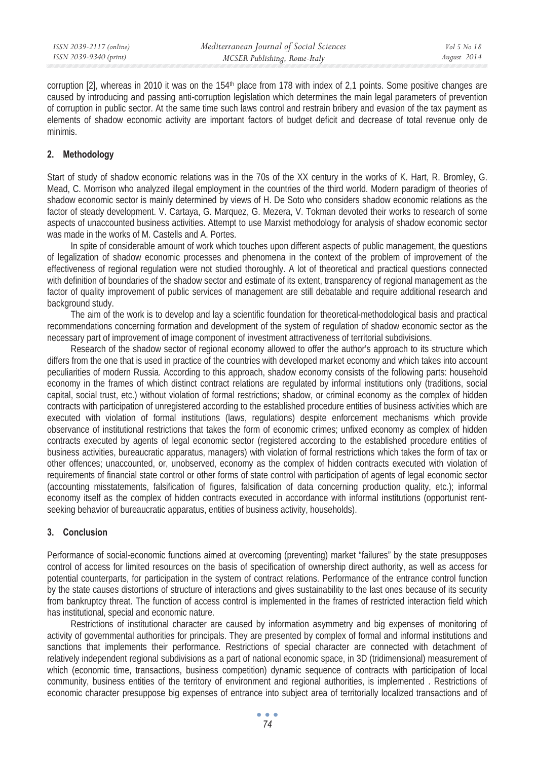corruption [2], whereas in 2010 it was on the 154th place from 178 with index of 2,1 points. Some positive changes are caused by introducing and passing anti-corruption legislation which determines the main legal parameters of prevention of corruption in public sector. At the same time such laws control and restrain bribery and evasion of the tax payment as elements of shadow economic activity are important factors of budget deficit and decrease of total revenue only de minimis.

## 2. Methodology

Start of study of shadow economic relations was in the 70s of the XX century in the works of K. Hart, R. Bromley, G. Mead, C. Morrison who analyzed illegal employment in the countries of the third world. Modern paradigm of theories of shadow economic sector is mainly determined by views of H. De Soto who considers shadow economic relations as the factor of steady development. V. Cartaya, G. Marquez, G. Mezera, V. Tokman devoted their works to research of some aspects of unaccounted business activities. Attempt to use Marxist methodology for analysis of shadow economic sector was made in the works of M. Castells and A. Portes.

In spite of considerable amount of work which touches upon different aspects of public management, the questions of legalization of shadow economic processes and phenomena in the context of the problem of improvement of the effectiveness of regional regulation were not studied thoroughly. A lot of theoretical and practical questions connected with definition of boundaries of the shadow sector and estimate of its extent, transparency of regional management as the factor of quality improvement of public services of management are still debatable and require additional research and background study.

The aim of the work is to develop and lay a scientific foundation for theoretical-methodological basis and practical recommendations concerning formation and development of the system of regulation of shadow economic sector as the necessary part of improvement of image component of investment attractiveness of territorial subdivisions.

Research of the shadow sector of regional economy allowed to offer the author's approach to its structure which differs from the one that is used in practice of the countries with developed market economy and which takes into account peculiarities of modern Russia. According to this approach, shadow economy consists of the following parts: household economy in the frames of which distinct contract relations are regulated by informal institutions only (traditions, social capital, social trust, etc.) without violation of formal restrictions; shadow, or criminal economy as the complex of hidden contracts with participation of unregistered according to the established procedure entities of business activities which are executed with violation of formal institutions (laws, regulations) despite enforcement mechanisms which provide observance of institutional restrictions that takes the form of economic crimes; unfixed economy as complex of hidden contracts executed by agents of legal economic sector (registered according to the established procedure entities of business activities, bureaucratic apparatus, managers) with violation of formal restrictions which takes the form of tax or other offences; unaccounted, or, unobserved, economy as the complex of hidden contracts executed with violation of requirements of financial state control or other forms of state control with participation of agents of legal economic sector (accounting misstatements, falsification of figures, falsification of data concerning production quality, etc.); informal economy itself as the complex of hidden contracts executed in accordance with informal institutions (opportunist rent-seeking behavior of bureaucratic apparatus, entities of business activity, households).

## 3. Conclusion

Performance of social-economic functions aimed at overcoming (preventing) market "failures" by the state presupposes control of access for limited resources on the basis of specification of ownership direct authority, as well as access for potential counterparts, for participation in the system of contract relations. Performance of the entrance control function by the state causes distortions of structure of interactions and gives sustainability to the last ones because of its security from bankruptcy threat. The function of access control is implemented in the frames of restricted interaction field which has institutional, special and economic nature.

Restrictions of institutional character are caused by information asymmetry and big expenses of monitoring of activity of governmental authorities for principals. They are presented by complex of formal and informal institutions and sanctions that implements their performance. Restrictions of special character are connected with detachment of relatively independent regional subdivisions as a part of national economic space, in 3D (tridimensional) measurement of which (economic time, transactions, business competition) dynamic sequence of contracts with participation of local community, business entities of the territory of environment and regional authorities, is implemented . Restrictions of economic character presuppose big expenses of entrance into subject area of territorially localized transactions and of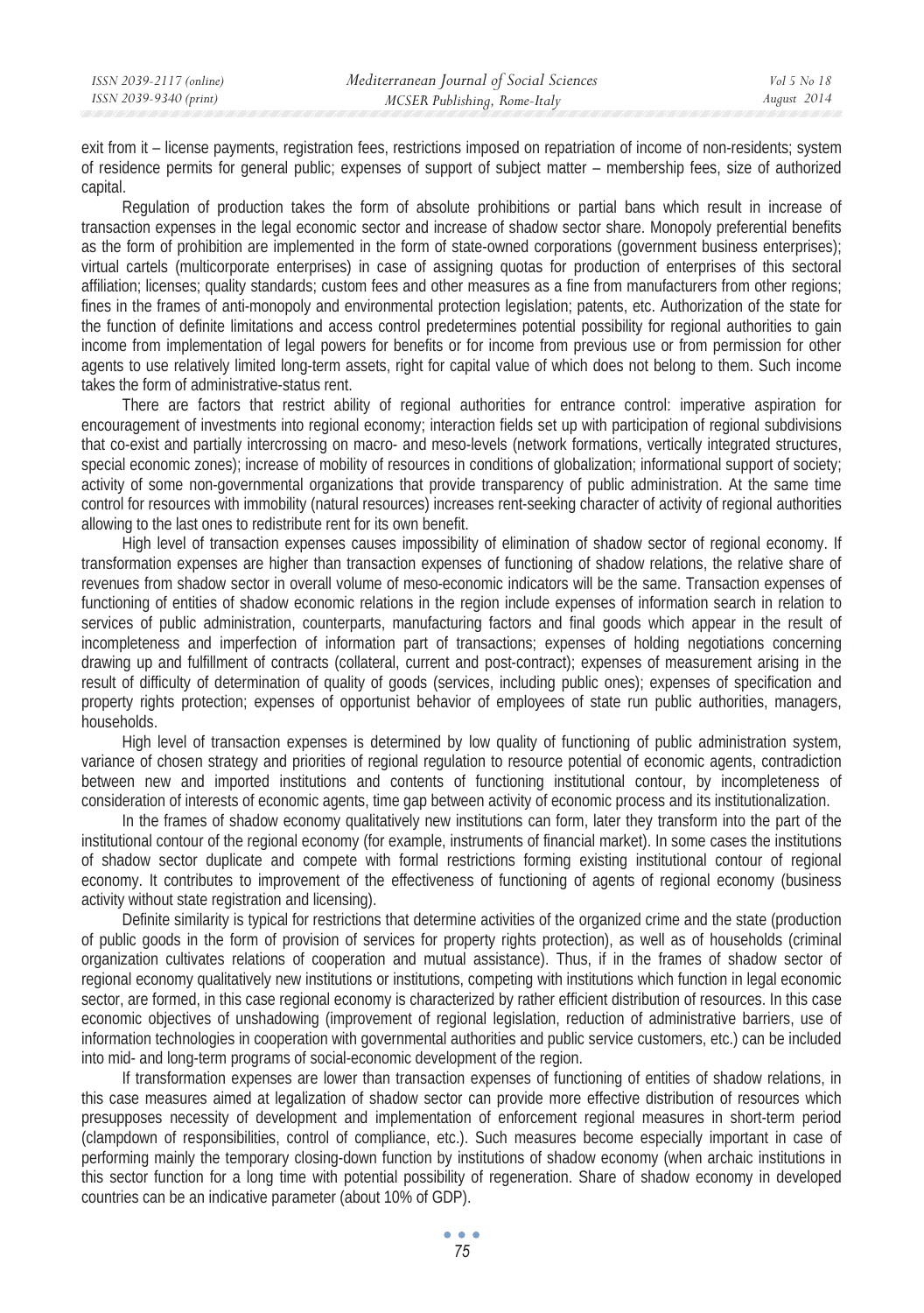exit from it – license payments, registration fees, restrictions imposed on repatriation of income of non-residents; system of residence permits for general public; expenses of support of subject matter – membership fees, size of authorized capital.

Regulation of production takes the form of absolute prohibitions or partial bans which result in increase of transaction expenses in the legal economic sector and increase of shadow sector share. Monopoly preferential benefits as the form of prohibition are implemented in the form of state-owned corporations (government business enterprises); virtual cartels (multicorporate enterprises) in case of assigning quotas for production of enterprises of this sectoral affiliation; licenses; quality standards; custom fees and other measures as a fine from manufacturers from other regions; fines in the frames of anti-monopoly and environmental protection legislation; patents, etc. Authorization of the state for the function of definite limitations and access control predetermines potential possibility for regional authorities to gain income from implementation of legal powers for benefits or for income from previous use or from permission for other agents to use relatively limited long-term assets, right for capital value of which does not belong to them. Such income takes the form of administrative-status rent.

There are factors that restrict ability of regional authorities for entrance control: imperative aspiration for encouragement of investments into regional economy; interaction fields set up with participation of regional subdivisions that co-exist and partially intercrossing on macro- and meso-levels (network formations, vertically integrated structures, special economic zones); increase of mobility of resources in conditions of globalization; informational support of society; activity of some non-governmental organizations that provide transparency of public administration. At the same time control for resources with immobility (natural resources) increases rent-seeking character of activity of regional authorities allowing to the last ones to redistribute rent for its own benefit.

High level of transaction expenses causes impossibility of elimination of shadow sector of regional economy. If transformation expenses are higher than transaction expenses of functioning of shadow relations, the relative share of revenues from shadow sector in overall volume of meso-economic indicators will be the same. Transaction expenses of functioning of entities of shadow economic relations in the region include expenses of information search in relation to services of public administration, counterparts, manufacturing factors and final goods which appear in the result of incompleteness and imperfection of information part of transactions; expenses of holding negotiations concerning drawing up and fulfillment of contracts (collateral, current and post-contract); expenses of measurement arising in the result of difficulty of determination of quality of goods (services, including public ones); expenses of specification and property rights protection; expenses of opportunist behavior of employees of state run public authorities, managers, households.

High level of transaction expenses is determined by low quality of functioning of public administration system, variance of chosen strategy and priorities of regional regulation to resource potential of economic agents, contradiction between new and imported institutions and contents of functioning institutional contour, by incompleteness of consideration of interests of economic agents, time gap between activity of economic process and its institutionalization.

In the frames of shadow economy qualitatively new institutions can form, later they transform into the part of the institutional contour of the regional economy (for example, instruments of financial market). In some cases the institutions of shadow sector duplicate and compete with formal restrictions forming existing institutional contour of regional economy. It contributes to improvement of the effectiveness of functioning of agents of regional economy (business activity without state registration and licensing).

Definite similarity is typical for restrictions that determine activities of the organized crime and the state (production of public goods in the form of provision of services for property rights protection), as well as of households (criminal organization cultivates relations of cooperation and mutual assistance). Thus, if in the frames of shadow sector of regional economy qualitatively new institutions or institutions, competing with institutions which function in legal economic sector, are formed, in this case regional economy is characterized by rather efficient distribution of resources. In this case economic objectives of unshadowing (improvement of regional legislation, reduction of administrative barriers, use of information technologies in cooperation with governmental authorities and public service customers, etc.) can be included into mid- and long-term programs of social-economic development of the region.

If transformation expenses are lower than transaction expenses of functioning of entities of shadow relations, in this case measures aimed at legalization of shadow sector can provide more effective distribution of resources which presupposes necessity of development and implementation of enforcement regional measures in short-term period (clampdown of responsibilities, control of compliance, etc.). Such measures become especially important in case of performing mainly the temporary closing-down function by institutions of shadow economy (when archaic institutions in this sector function for a long time with potential possibility of regeneration. Share of shadow economy in developed countries can be an indicative parameter (about 10% of GDP).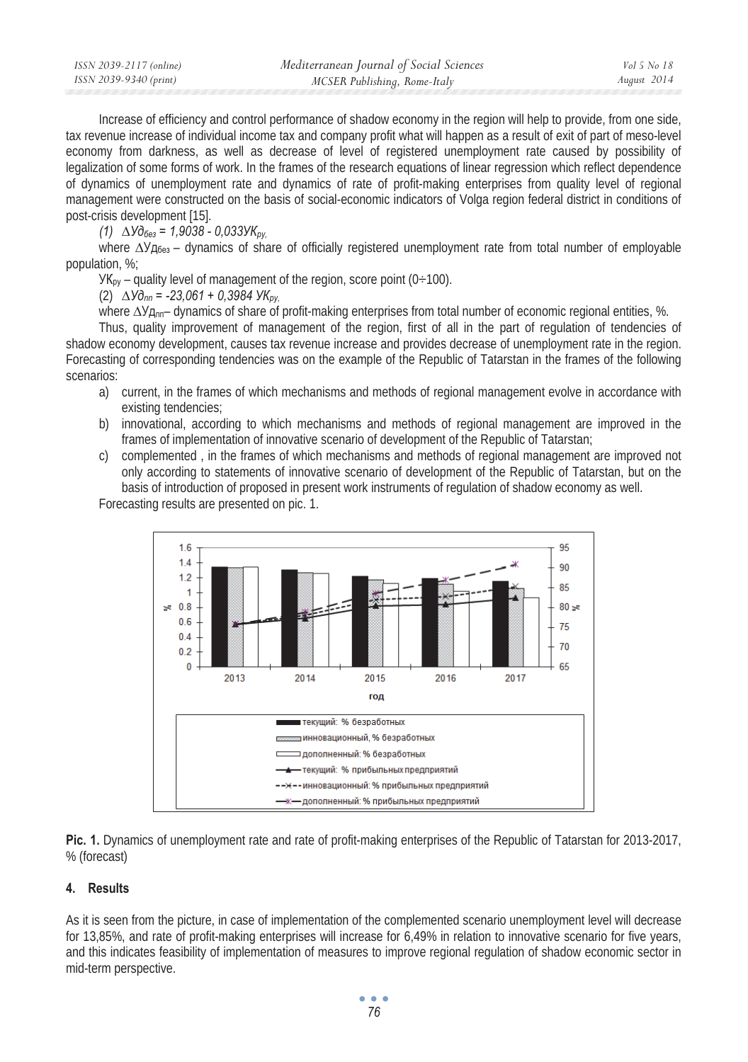Increase of efficiency and control performance of shadow economy in the region will help to provide, from one side, tax revenue increase of individual income tax and company profit what will happen as a result of exit of part of meso-level economy from darkness, as well as decrease of level of registered unemployment rate caused by possibility of legalization of some forms of work. In the frames of the research equations of linear regression which reflect dependence of dynamics of unemployment rate and dynamics of rate of profit-making enterprises from quality level of regional management were constructed on the basis of social-economic indicators of Volga region federal district in conditions of post-crisis development [15].

(1) $\Delta Уд_{без} = 1{,}9038 - 0{,}033УК_{ру}$,

where $\Delta Уд_{без}$ – dynamics of share of officially registered unemployment rate from total number of employable population, %;

$УК_{ру}$ – quality level of management of the region, score point (0÷100).

(2) $\Delta Уд_{пп} = -23{,}061 + 0{,}3984\ УК_{ру}$,

where $\Delta Уд_{пп}$– dynamics of share of profit-making enterprises from total number of economic regional entities, %.

Thus, quality improvement of management of the region, first of all in the part of regulation of tendencies of shadow economy development, causes tax revenue increase and provides decrease of unemployment rate in the region. Forecasting of corresponding tendencies was on the example of the Republic of Tatarstan in the frames of the following scenarios:

a) current, in the frames of which mechanisms and methods of regional management evolve in accordance with existing tendencies;
b) innovational, according to which mechanisms and methods of regional management are improved in the frames of implementation of innovative scenario of development of the Republic of Tatarstan;
c) complemented , in the frames of which mechanisms and methods of regional management are improved not only according to statements of innovative scenario of development of the Republic of Tatarstan, but on the basis of introduction of proposed in present work instruments of regulation of shadow economy as well.

Forecasting results are presented on pic. 1.

**Pic. 1.** Dynamics of unemployment rate and rate of profit-making enterprises of the Republic of Tatarstan for 2013-2017, % (forecast)

## 4. Results

As it is seen from the picture, in case of implementation of the complemented scenario unemployment level will decrease for 13,85%, and rate of profit-making enterprises will increase for 6,49% in relation to innovative scenario for five years, and this indicates feasibility of implementation of measures to improve regional regulation of shadow economic sector in mid-term perspective.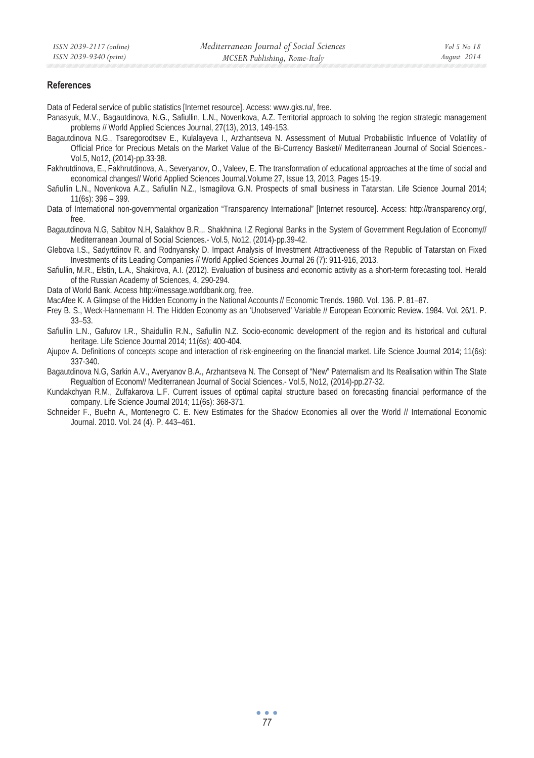## References

Data of Federal service of public statistics [Internet resource]. Access: www.gks.ru/, free.

Panasyuk, M.V., Bagautdinova, N.G., Safiullin, L.N., Novenkova, A.Z. Territorial approach to solving the region strategic management problems // World Applied Sciences Journal, 27(13), 2013, 149-153.

Bagautdinova N.G., Tsaregorodtsev E., Kulalayeva I., Arzhantseva N. Assessment of Mutual Probabilistic Influence of Volatility of Official Price for Precious Metals on the Market Value of the Bi-Currency Basket// Mediterranean Journal of Social Sciences.- Vol.5, No12, (2014)-pp.33-38.

Fakhrutdinova, E., Fakhrutdinova, A., Severyanov, O., Valeev, E. The transformation of educational approaches at the time of social and economical changes// World Applied Sciences Journal.Volume 27, Issue 13, 2013, Pages 15-19.

Safiullin L.N., Novenkova A.Z., Safiullin N.Z., Ismagilova G.N. Prospects of small business in Tatarstan. Life Science Journal 2014; 11(6s): 396 – 399.

Data of International non-governmental organization "Transparency International" [Internet resource]. Access: http://transparency.org/, free.

Bagautdinova N.G, Sabitov N.H, Salakhov B.R.,. Shakhnina I.Z Regional Banks in the System of Government Regulation of Economy// Mediterranean Journal of Social Sciences.- Vol.5, No12, (2014)-pp.39-42.

Glebova I.S., Sadyrtdinov R. and Rodnyansky D. Impact Analysis of Investment Attractiveness of the Republic of Tatarstan on Fixed Investments of its Leading Companies // World Applied Sciences Journal 26 (7): 911-916, 2013.

Safiullin, M.R., Elstin, L.A., Shakirova, A.I. (2012). Evaluation of business and economic activity as a short-term forecasting tool. Herald of the Russian Academy of Sciences, 4, 290-294.

Data of World Bank. Access http://message.worldbank.org, free.

MacAfee K. A Glimpse of the Hidden Economy in the National Accounts // Economic Trends. 1980. Vol. 136. P. 81–87.

Frey B. S., Weck-Hannemann H. The Hidden Economy as an 'Unobserved' Variable // European Economic Review. 1984. Vol. 26/1. P. 33–53.

Safiullin L.N., Gafurov I.R., Shaidullin R.N., Safiullin N.Z. Socio-economic development of the region and its historical and cultural heritage. Life Science Journal 2014; 11(6s): 400-404.

Ajupov A. Definitions of concepts scope and interaction of risk-engineering on the financial market. Life Science Journal 2014; 11(6s): 337-340.

Bagautdinova N.G, Sarkin A.V., Averyanov B.A., Arzhantseva N. The Consept of "New" Paternalism and Its Realisation within The State Regualtion of Econom// Mediterranean Journal of Social Sciences.- Vol.5, No12, (2014)-pp.27-32.

Kundakchyan R.M., Zulfakarova L.F. Current issues of optimal capital structure based on forecasting financial performance of the company. Life Science Journal 2014; 11(6s): 368-371.

Schneider F., Buehn A., Montenegro C. E. New Estimates for the Shadow Economies all over the World // International Economic Journal. 2010. Vol. 24 (4). P. 443–461.